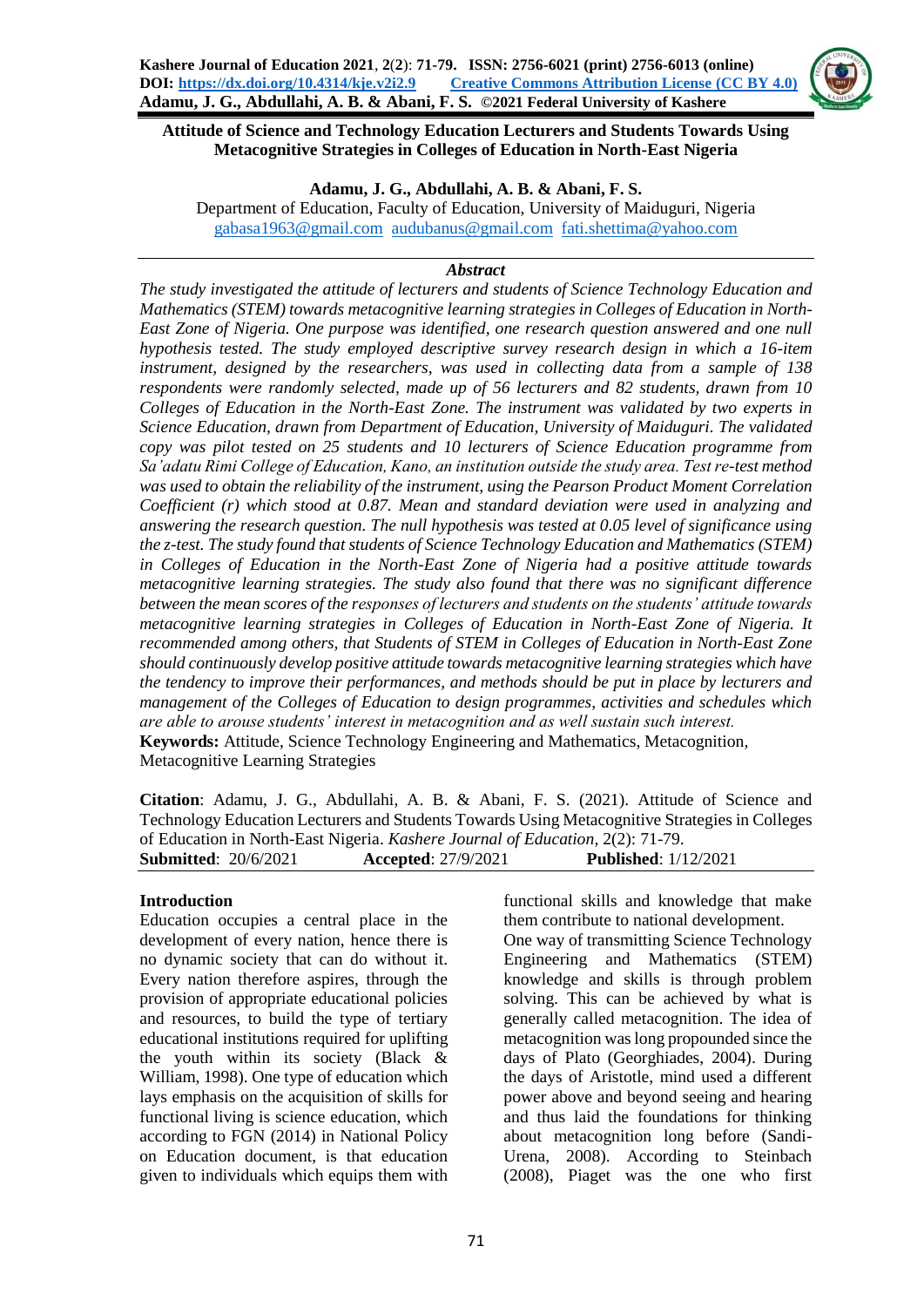# Attitude of Science and Technology Education Lecturers and Students Towards Using Metacognitive Strategies in Colleges of Education in North-East Nigeria

**Adamu, J. G., Abdullahi, A. B. & Abani, F. S.**

Department of Education, Faculty of Education, University of Maiduguri, Nigeria

gabasa1963@gmail.com audubanus@gmail.com fati.shettima@yahoo.com

## *Abstract*

*The study investigated the attitude of lecturers and students of Science Technology Education and Mathematics (STEM) towards metacognitive learning strategies in Colleges of Education in North-East Zone of Nigeria. One purpose was identified, one research question answered and one null hypothesis tested. The study employed descriptive survey research design in which a 16-item instrument, designed by the researchers, was used in collecting data from a sample of 138 respondents were randomly selected, made up of 56 lecturers and 82 students, drawn from 10 Colleges of Education in the North-East Zone. The instrument was validated by two experts in Science Education, drawn from Department of Education, University of Maiduguri. The validated copy was pilot tested on 25 students and 10 lecturers of Science Education programme from Sa'adatu Rimi College of Education, Kano, an institution outside the study area. Test re-test method was used to obtain the reliability of the instrument, using the Pearson Product Moment Correlation Coefficient (r) which stood at 0.87. Mean and standard deviation were used in analyzing and answering the research question. The null hypothesis was tested at 0.05 level of significance using the z-test. The study found that students of Science Technology Education and Mathematics (STEM) in Colleges of Education in the North-East Zone of Nigeria had a positive attitude towards metacognitive learning strategies. The study also found that there was no significant difference between the mean scores of the responses of lecturers and students on the students' attitude towards metacognitive learning strategies in Colleges of Education in North-East Zone of Nigeria. It recommended among others, that Students of STEM in Colleges of Education in North-East Zone should continuously develop positive attitude towards metacognitive learning strategies which have the tendency to improve their performances, and methods should be put in place by lecturers and management of the Colleges of Education to design programmes, activities and schedules which are able to arouse students' interest in metacognition and as well sustain such interest.*

**Keywords:** Attitude, Science Technology Engineering and Mathematics, Metacognition, Metacognitive Learning Strategies

**Citation**: Adamu, J. G., Abdullahi, A. B. & Abani, F. S. (2021). Attitude of Science and Technology Education Lecturers and Students Towards Using Metacognitive Strategies in Colleges of Education in North-East Nigeria. *Kashere Journal of Education*, 2(2): 71-79.

**Submitted**: 20/6/2021 **Accepted**: 27/9/2021 **Published**: 1/12/2021

## Introduction

Education occupies a central place in the development of every nation, hence there is no dynamic society that can do without it. Every nation therefore aspires, through the provision of appropriate educational policies and resources, to build the type of tertiary educational institutions required for uplifting the youth within its society (Black & William, 1998). One type of education which lays emphasis on the acquisition of skills for functional living is science education, which according to FGN (2014) in National Policy on Education document, is that education given to individuals which equips them with functional skills and knowledge that make them contribute to national development.

One way of transmitting Science Technology Engineering and Mathematics (STEM) knowledge and skills is through problem solving. This can be achieved by what is generally called metacognition. The idea of metacognition was long propounded since the days of Plato (Georghiades, 2004). During the days of Aristotle, mind used a different power above and beyond seeing and hearing and thus laid the foundations for thinking about metacognition long before (Sandi-Urena, 2008). According to Steinbach (2008), Piaget was the one who first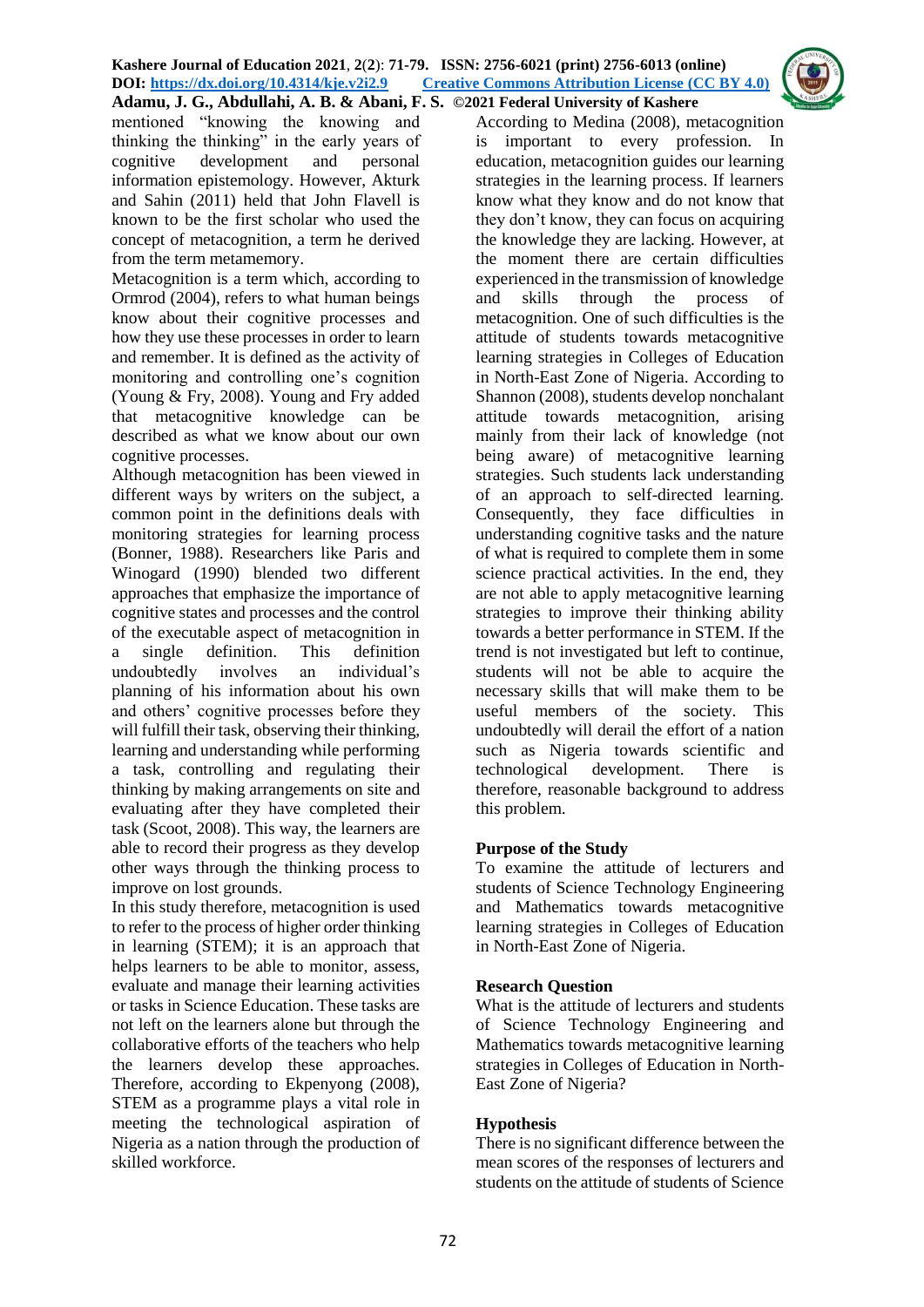mentioned "knowing the knowing and thinking the thinking" in the early years of cognitive development and personal information epistemology. However, Akturk and Sahin (2011) held that John Flavell is known to be the first scholar who used the concept of metacognition, a term he derived from the term metamemory.

Metacognition is a term which, according to Ormrod (2004), refers to what human beings know about their cognitive processes and how they use these processes in order to learn and remember. It is defined as the activity of monitoring and controlling one's cognition (Young & Fry, 2008). Young and Fry added that metacognitive knowledge can be described as what we know about our own cognitive processes.

Although metacognition has been viewed in different ways by writers on the subject, a common point in the definitions deals with monitoring strategies for learning process (Bonner, 1988). Researchers like Paris and Winogard (1990) blended two different approaches that emphasize the importance of cognitive states and processes and the control of the executable aspect of metacognition in a single definition. This definition undoubtedly involves an individual's planning of his information about his own and others' cognitive processes before they will fulfill their task, observing their thinking, learning and understanding while performing a task, controlling and regulating their thinking by making arrangements on site and evaluating after they have completed their task (Scoot, 2008). This way, the learners are able to record their progress as they develop other ways through the thinking process to improve on lost grounds.

In this study therefore, metacognition is used to refer to the process of higher order thinking in learning (STEM); it is an approach that helps learners to be able to monitor, assess, evaluate and manage their learning activities or tasks in Science Education. These tasks are not left on the learners alone but through the collaborative efforts of the teachers who help the learners develop these approaches. Therefore, according to Ekpenyong (2008), STEM as a programme plays a vital role in meeting the technological aspiration of Nigeria as a nation through the production of skilled workforce.

According to Medina (2008), metacognition is important to every profession. In education, metacognition guides our learning strategies in the learning process. If learners know what they know and do not know that they don't know, they can focus on acquiring the knowledge they are lacking. However, at the moment there are certain difficulties experienced in the transmission of knowledge and skills through the process of metacognition. One of such difficulties is the attitude of students towards metacognitive learning strategies in Colleges of Education in North-East Zone of Nigeria. According to Shannon (2008), students develop nonchalant attitude towards metacognition, arising mainly from their lack of knowledge (not being aware) of metacognitive learning strategies. Such students lack understanding of an approach to self-directed learning. Consequently, they face difficulties in understanding cognitive tasks and the nature of what is required to complete them in some science practical activities. In the end, they are not able to apply metacognitive learning strategies to improve their thinking ability towards a better performance in STEM. If the trend is not investigated but left to continue, students will not be able to acquire the necessary skills that will make them to be useful members of the society. This undoubtedly will derail the effort of a nation such as Nigeria towards scientific and technological development. There is therefore, reasonable background to address this problem.

## Purpose of the Study

To examine the attitude of lecturers and students of Science Technology Engineering and Mathematics towards metacognitive learning strategies in Colleges of Education in North-East Zone of Nigeria.

## Research Question

What is the attitude of lecturers and students of Science Technology Engineering and Mathematics towards metacognitive learning strategies in Colleges of Education in North-East Zone of Nigeria?

## Hypothesis

There is no significant difference between the mean scores of the responses of lecturers and students on the attitude of students of Science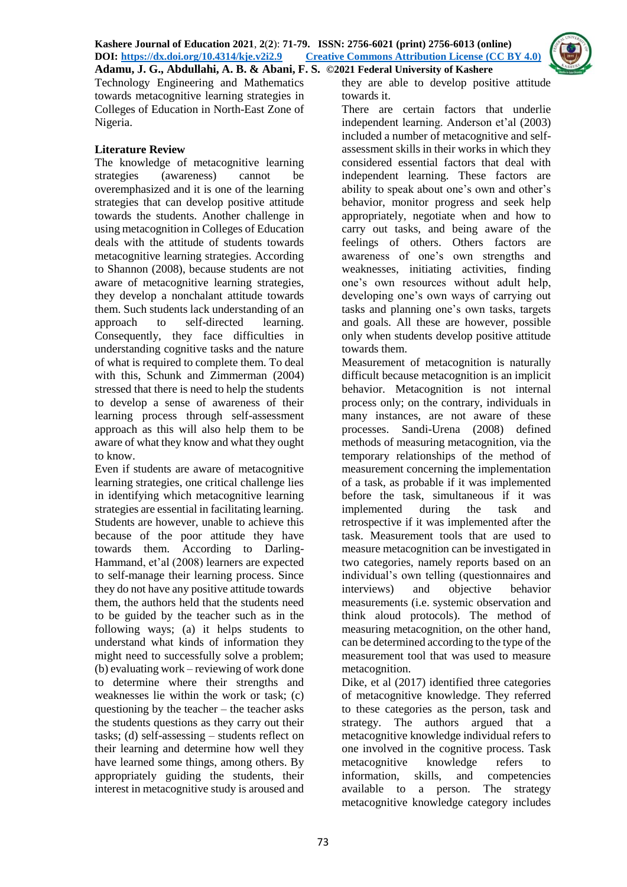Technology Engineering and Mathematics towards metacognitive learning strategies in Colleges of Education in North-East Zone of Nigeria.

## Literature Review

The knowledge of metacognitive learning strategies (awareness) cannot be overemphasized and it is one of the learning strategies that can develop positive attitude towards the students. Another challenge in using metacognition in Colleges of Education deals with the attitude of students towards metacognitive learning strategies. According to Shannon (2008), because students are not aware of metacognitive learning strategies, they develop a nonchalant attitude towards them. Such students lack understanding of an approach to self-directed learning. Consequently, they face difficulties in understanding cognitive tasks and the nature of what is required to complete them. To deal with this, Schunk and Zimmerman (2004) stressed that there is need to help the students to develop a sense of awareness of their learning process through self-assessment approach as this will also help them to be aware of what they know and what they ought to know.

Even if students are aware of metacognitive learning strategies, one critical challenge lies in identifying which metacognitive learning strategies are essential in facilitating learning. Students are however, unable to achieve this because of the poor attitude they have towards them. According to Darling-Hammand, et'al (2008) learners are expected to self-manage their learning process. Since they do not have any positive attitude towards them, the authors held that the students need to be guided by the teacher such as in the following ways; (a) it helps students to understand what kinds of information they might need to successfully solve a problem; (b) evaluating work – reviewing of work done to determine where their strengths and weaknesses lie within the work or task; (c) questioning by the teacher – the teacher asks the students questions as they carry out their tasks; (d) self-assessing – students reflect on their learning and determine how well they have learned some things, among others. By appropriately guiding the students, their interest in metacognitive study is aroused and they are able to develop positive attitude towards it.

There are certain factors that underlie independent learning. Anderson et'al (2003) included a number of metacognitive and self-assessment skills in their works in which they considered essential factors that deal with independent learning. These factors are ability to speak about one's own and other's behavior, monitor progress and seek help appropriately, negotiate when and how to carry out tasks, and being aware of the feelings of others. Others factors are awareness of one's own strengths and weaknesses, initiating activities, finding one's own resources without adult help, developing one's own ways of carrying out tasks and planning one's own tasks, targets and goals. All these are however, possible only when students develop positive attitude towards them.

Measurement of metacognition is naturally difficult because metacognition is an implicit behavior. Metacognition is not internal process only; on the contrary, individuals in many instances, are not aware of these processes. Sandi-Urena (2008) defined methods of measuring metacognition, via the temporary relationships of the method of measurement concerning the implementation of a task, as probable if it was implemented before the task, simultaneous if it was implemented during the task and retrospective if it was implemented after the task. Measurement tools that are used to measure metacognition can be investigated in two categories, namely reports based on an individual's own telling (questionnaires and interviews) and objective behavior measurements (i.e. systemic observation and think aloud protocols). The method of measuring metacognition, on the other hand, can be determined according to the type of the measurement tool that was used to measure metacognition.

Dike, et al (2017) identified three categories of metacognitive knowledge. They referred to these categories as the person, task and strategy. The authors argued that a metacognitive knowledge individual refers to one involved in the cognitive process. Task metacognitive knowledge refers to information, skills, and competencies available to a person. The strategy metacognitive knowledge category includes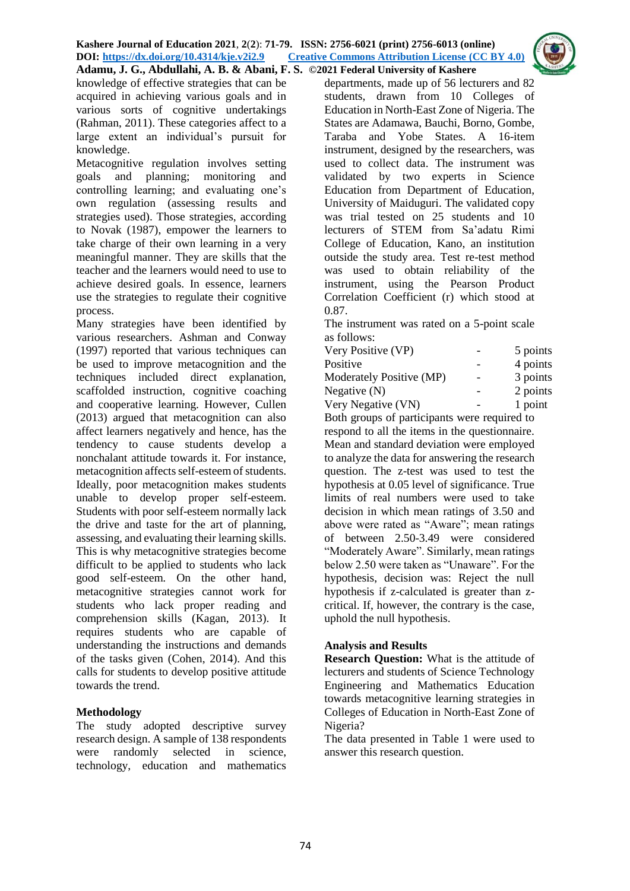knowledge of effective strategies that can be acquired in achieving various goals and in various sorts of cognitive undertakings (Rahman, 2011). These categories affect to a large extent an individual's pursuit for knowledge.

Metacognitive regulation involves setting goals and planning; monitoring and controlling learning; and evaluating one's own regulation (assessing results and strategies used). Those strategies, according to Novak (1987), empower the learners to take charge of their own learning in a very meaningful manner. They are skills that the teacher and the learners would need to use to achieve desired goals. In essence, learners use the strategies to regulate their cognitive process.

Many strategies have been identified by various researchers. Ashman and Conway (1997) reported that various techniques can be used to improve metacognition and the techniques included direct explanation, scaffolded instruction, cognitive coaching and cooperative learning. However, Cullen (2013) argued that metacognition can also affect learners negatively and hence, has the tendency to cause students develop a nonchalant attitude towards it. For instance, metacognition affects self-esteem of students. Ideally, poor metacognition makes students unable to develop proper self-esteem. Students with poor self-esteem normally lack the drive and taste for the art of planning, assessing, and evaluating their learning skills. This is why metacognitive strategies become difficult to be applied to students who lack good self-esteem. On the other hand, metacognitive strategies cannot work for students who lack proper reading and comprehension skills (Kagan, 2013). It requires students who are capable of understanding the instructions and demands of the tasks given (Cohen, 2014). And this calls for students to develop positive attitude towards the trend.

## Methodology

The study adopted descriptive survey research design. A sample of 138 respondents were randomly selected in science, technology, education and mathematics departments, made up of 56 lecturers and 82 students, drawn from 10 Colleges of Education in North-East Zone of Nigeria. The States are Adamawa, Bauchi, Borno, Gombe, Taraba and Yobe States. A 16-item instrument, designed by the researchers, was used to collect data. The instrument was validated by two experts in Science Education from Department of Education, University of Maiduguri. The validated copy was trial tested on 25 students and 10 lecturers of STEM from Sa'adatu Rimi College of Education, Kano, an institution outside the study area. Test re-test method was used to obtain reliability of the instrument, using the Pearson Product Correlation Coefficient (r) which stood at 0.87.

The instrument was rated on a 5-point scale as follows:

| | | |
|---|---|---|
| Very Positive (VP) | - | 5 points |
| Positive | - | 4 points |
| Moderately Positive (MP) | - | 3 points |
| Negative (N) | - | 2 points |
| Very Negative (VN) | - | 1 point |

Both groups of participants were required to respond to all the items in the questionnaire. Mean and standard deviation were employed to analyze the data for answering the research question. The z-test was used to test the hypothesis at 0.05 level of significance. True limits of real numbers were used to take decision in which mean ratings of 3.50 and above were rated as "Aware"; mean ratings of between 2.50-3.49 were considered "Moderately Aware". Similarly, mean ratings below 2.50 were taken as "Unaware". For the hypothesis, decision was: Reject the null hypothesis if z-calculated is greater than z-critical. If, however, the contrary is the case, uphold the null hypothesis.

## Analysis and Results

**Research Question:** What is the attitude of lecturers and students of Science Technology Engineering and Mathematics Education towards metacognitive learning strategies in Colleges of Education in North-East Zone of Nigeria?

The data presented in Table 1 were used to answer this research question.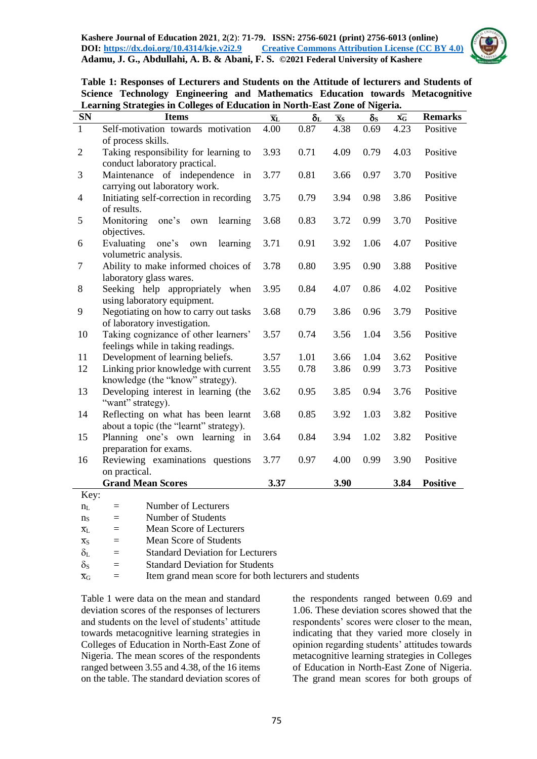**Table 1: Responses of Lecturers and Students on the Attitude of lecturers and Students of Science Technology Engineering and Mathematics Education towards Metacognitive Learning Strategies in Colleges of Education in North-East Zone of Nigeria.**

| SN | Items | $\bar{x}_L$ | $\delta_L$ | $\bar{x}_S$ | $\delta_S$ | $\bar{x}_G$ | Remarks |
|---|---|---|---|---|---|---|---|
| 1 | Self-motivation towards motivation of process skills. | 4.00 | 0.87 | 4.38 | 0.69 | 4.23 | Positive |
| 2 | Taking responsibility for learning to conduct laboratory practical. | 3.93 | 0.71 | 4.09 | 0.79 | 4.03 | Positive |
| 3 | Maintenance of independence in carrying out laboratory work. | 3.77 | 0.81 | 3.66 | 0.97 | 3.70 | Positive |
| 4 | Initiating self-correction in recording of results. | 3.75 | 0.79 | 3.94 | 0.98 | 3.86 | Positive |
| 5 | Monitoring one's own learning objectives. | 3.68 | 0.83 | 3.72 | 0.99 | 3.70 | Positive |
| 6 | Evaluating one's own learning volumetric analysis. | 3.71 | 0.91 | 3.92 | 1.06 | 4.07 | Positive |
| 7 | Ability to make informed choices of laboratory glass wares. | 3.78 | 0.80 | 3.95 | 0.90 | 3.88 | Positive |
| 8 | Seeking help appropriately when using laboratory equipment. | 3.95 | 0.84 | 4.07 | 0.86 | 4.02 | Positive |
| 9 | Negotiating on how to carry out tasks of laboratory investigation. | 3.68 | 0.79 | 3.86 | 0.96 | 3.79 | Positive |
| 10 | Taking cognizance of other learners' feelings while in taking readings. | 3.57 | 0.74 | 3.56 | 1.04 | 3.56 | Positive |
| 11 | Development of learning beliefs. | 3.57 | 1.01 | 3.66 | 1.04 | 3.62 | Positive |
| 12 | Linking prior knowledge with current knowledge (the "know" strategy). | 3.55 | 0.78 | 3.86 | 0.99 | 3.73 | Positive |
| 13 | Developing interest in learning (the "want" strategy). | 3.62 | 0.95 | 3.85 | 0.94 | 3.76 | Positive |
| 14 | Reflecting on what has been learnt about a topic (the "learnt" strategy). | 3.68 | 0.85 | 3.92 | 1.03 | 3.82 | Positive |
| 15 | Planning one's own learning in preparation for exams. | 3.64 | 0.84 | 3.94 | 1.02 | 3.82 | Positive |
| 16 | Reviewing examinations questions on practical. | 3.77 | 0.97 | 4.00 | 0.99 | 3.90 | Positive |
| | **Grand Mean Scores** | **3.37** | | **3.90** | | **3.84** | **Positive** |

Key:

$n_L$ = Number of Lecturers
$n_S$ = Number of Students
$\bar{x}_L$ = Mean Score of Lecturers
$\bar{x}_S$ = Mean Score of Students
$\delta_L$ = Standard Deviation for Lecturers
$\delta_S$ = Standard Deviation for Students
$\bar{x}_G$ = Item grand mean score for both lecturers and students

Table 1 were data on the mean and standard deviation scores of the responses of lecturers and students on the level of students' attitude towards metacognitive learning strategies in Colleges of Education in North-East Zone of Nigeria. The mean scores of the respondents ranged between 3.55 and 4.38, of the 16 items on the table. The standard deviation scores of the respondents ranged between 0.69 and 1.06. These deviation scores showed that the respondents' scores were closer to the mean, indicating that they varied more closely in opinion regarding students' attitudes towards metacognitive learning strategies in Colleges of Education in North-East Zone of Nigeria. The grand mean scores for both groups of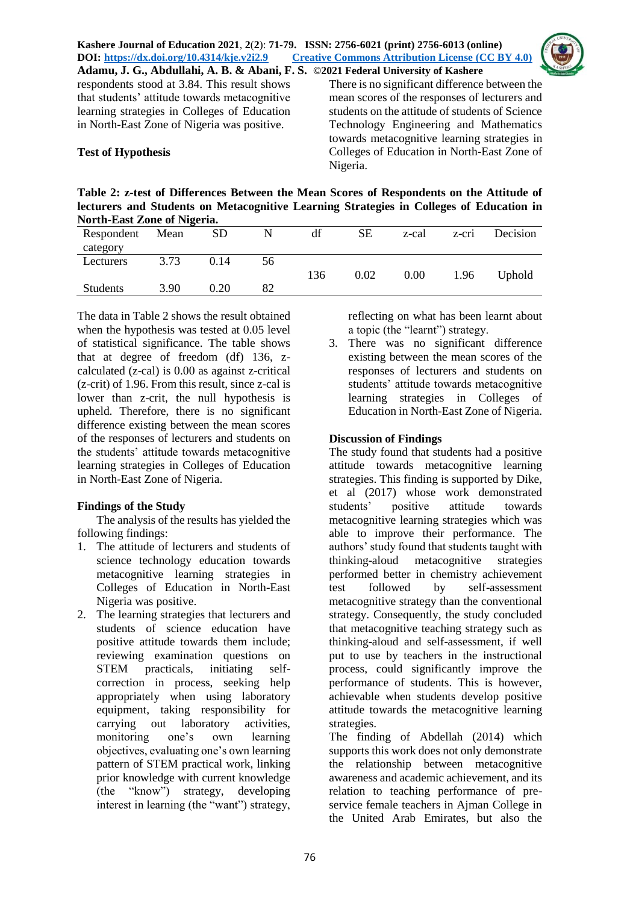respondents stood at 3.84. This result shows that students' attitude towards metacognitive learning strategies in Colleges of Education in North-East Zone of Nigeria was positive.

**Test of Hypothesis**

There is no significant difference between the mean scores of the responses of lecturers and students on the attitude of students of Science Technology Engineering and Mathematics towards metacognitive learning strategies in Colleges of Education in North-East Zone of Nigeria.

**Table 2: z-test of Differences Between the Mean Scores of Respondents on the Attitude of lecturers and Students on Metacognitive Learning Strategies in Colleges of Education in North-East Zone of Nigeria.**

| Respondent category | Mean | SD | N | df | SE | z-cal | z-cri | Decision |
|---|---|---|---|---|---|---|---|---|
| Lecturers | 3.73 | 0.14 | 56 | 136 | 0.02 | 0.00 | 1.96 | Uphold |
| Students | 3.90 | 0.20 | 82 | | | | | |

The data in Table 2 shows the result obtained when the hypothesis was tested at 0.05 level of statistical significance. The table shows that at degree of freedom (df) 136, z-calculated (z-cal) is 0.00 as against z-critical (z-crit) of 1.96. From this result, since z-cal is lower than z-crit, the null hypothesis is upheld. Therefore, there is no significant difference existing between the mean scores of the responses of lecturers and students on the students' attitude towards metacognitive learning strategies in Colleges of Education in North-East Zone of Nigeria.

**Findings of the Study**

The analysis of the results has yielded the following findings:

1. The attitude of lecturers and students of science technology education towards metacognitive learning strategies in Colleges of Education in North-East Nigeria was positive.
2. The learning strategies that lecturers and students of science education have positive attitude towards them include; reviewing examination questions on STEM practicals, initiating self-correction in process, seeking help appropriately when using laboratory equipment, taking responsibility for carrying out laboratory activities, monitoring one's own learning objectives, evaluating one's own learning pattern of STEM practical work, linking prior knowledge with current knowledge (the "know") strategy, developing interest in learning (the "want") strategy, reflecting on what has been learnt about a topic (the "learnt") strategy.
3. There was no significant difference existing between the mean scores of the responses of lecturers and students on students' attitude towards metacognitive learning strategies in Colleges of Education in North-East Zone of Nigeria.

**Discussion of Findings**

The study found that students had a positive attitude towards metacognitive learning strategies. This finding is supported by Dike, et al (2017) whose work demonstrated students' positive attitude towards metacognitive learning strategies which was able to improve their performance. The authors' study found that students taught with thinking-aloud metacognitive strategies performed better in chemistry achievement test followed by self-assessment metacognitive strategy than the conventional strategy. Consequently, the study concluded that metacognitive teaching strategy such as thinking-aloud and self-assessment, if well put to use by teachers in the instructional process, could significantly improve the performance of students. This is however, achievable when students develop positive attitude towards the metacognitive learning strategies.

The finding of Abdellah (2014) which supports this work does not only demonstrate the relationship between metacognitive awareness and academic achievement, and its relation to teaching performance of pre-service female teachers in Ajman College in the United Arab Emirates, but also the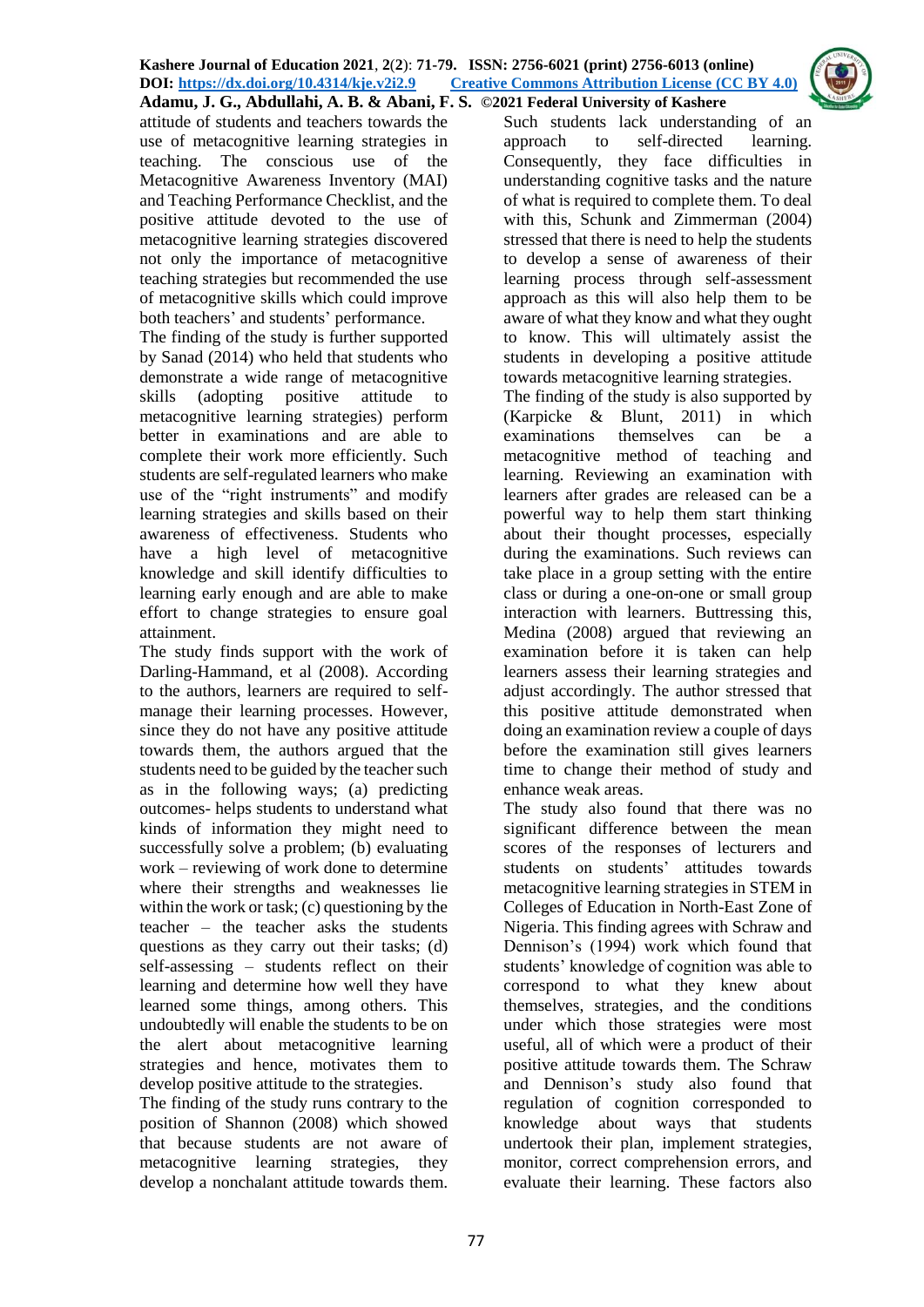attitude of students and teachers towards the use of metacognitive learning strategies in teaching. The conscious use of the Metacognitive Awareness Inventory (MAI) and Teaching Performance Checklist, and the positive attitude devoted to the use of metacognitive learning strategies discovered not only the importance of metacognitive teaching strategies but recommended the use of metacognitive skills which could improve both teachers' and students' performance.

The finding of the study is further supported by Sanad (2014) who held that students who demonstrate a wide range of metacognitive skills (adopting positive attitude to metacognitive learning strategies) perform better in examinations and are able to complete their work more efficiently. Such students are self-regulated learners who make use of the "right instruments" and modify learning strategies and skills based on their awareness of effectiveness. Students who have a high level of metacognitive knowledge and skill identify difficulties to learning early enough and are able to make effort to change strategies to ensure goal attainment.

The study finds support with the work of Darling-Hammand, et al (2008). According to the authors, learners are required to self-manage their learning processes. However, since they do not have any positive attitude towards them, the authors argued that the students need to be guided by the teacher such as in the following ways; (a) predicting outcomes- helps students to understand what kinds of information they might need to successfully solve a problem; (b) evaluating work – reviewing of work done to determine where their strengths and weaknesses lie within the work or task; (c) questioning by the teacher – the teacher asks the students questions as they carry out their tasks; (d) self-assessing – students reflect on their learning and determine how well they have learned some things, among others. This undoubtedly will enable the students to be on the alert about metacognitive learning strategies and hence, motivates them to develop positive attitude to the strategies.

The finding of the study runs contrary to the position of Shannon (2008) which showed that because students are not aware of metacognitive learning strategies, they develop a nonchalant attitude towards them. Such students lack understanding of an approach to self-directed learning. Consequently, they face difficulties in understanding cognitive tasks and the nature of what is required to complete them. To deal with this, Schunk and Zimmerman (2004) stressed that there is need to help the students to develop a sense of awareness of their learning process through self-assessment approach as this will also help them to be aware of what they know and what they ought to know. This will ultimately assist the students in developing a positive attitude towards metacognitive learning strategies.

The finding of the study is also supported by (Karpicke & Blunt, 2011) in which examinations themselves can be a metacognitive method of teaching and learning. Reviewing an examination with learners after grades are released can be a powerful way to help them start thinking about their thought processes, especially during the examinations. Such reviews can take place in a group setting with the entire class or during a one-on-one or small group interaction with learners. Buttressing this, Medina (2008) argued that reviewing an examination before it is taken can help learners assess their learning strategies and adjust accordingly. The author stressed that this positive attitude demonstrated when doing an examination review a couple of days before the examination still gives learners time to change their method of study and enhance weak areas.

The study also found that there was no significant difference between the mean scores of the responses of lecturers and students on students' attitudes towards metacognitive learning strategies in STEM in Colleges of Education in North-East Zone of Nigeria. This finding agrees with Schraw and Dennison's (1994) work which found that students' knowledge of cognition was able to correspond to what they knew about themselves, strategies, and the conditions under which those strategies were most useful, all of which were a product of their positive attitude towards them. The Schraw and Dennison's study also found that regulation of cognition corresponded to knowledge about ways that students undertook their plan, implement strategies, monitor, correct comprehension errors, and evaluate their learning. These factors also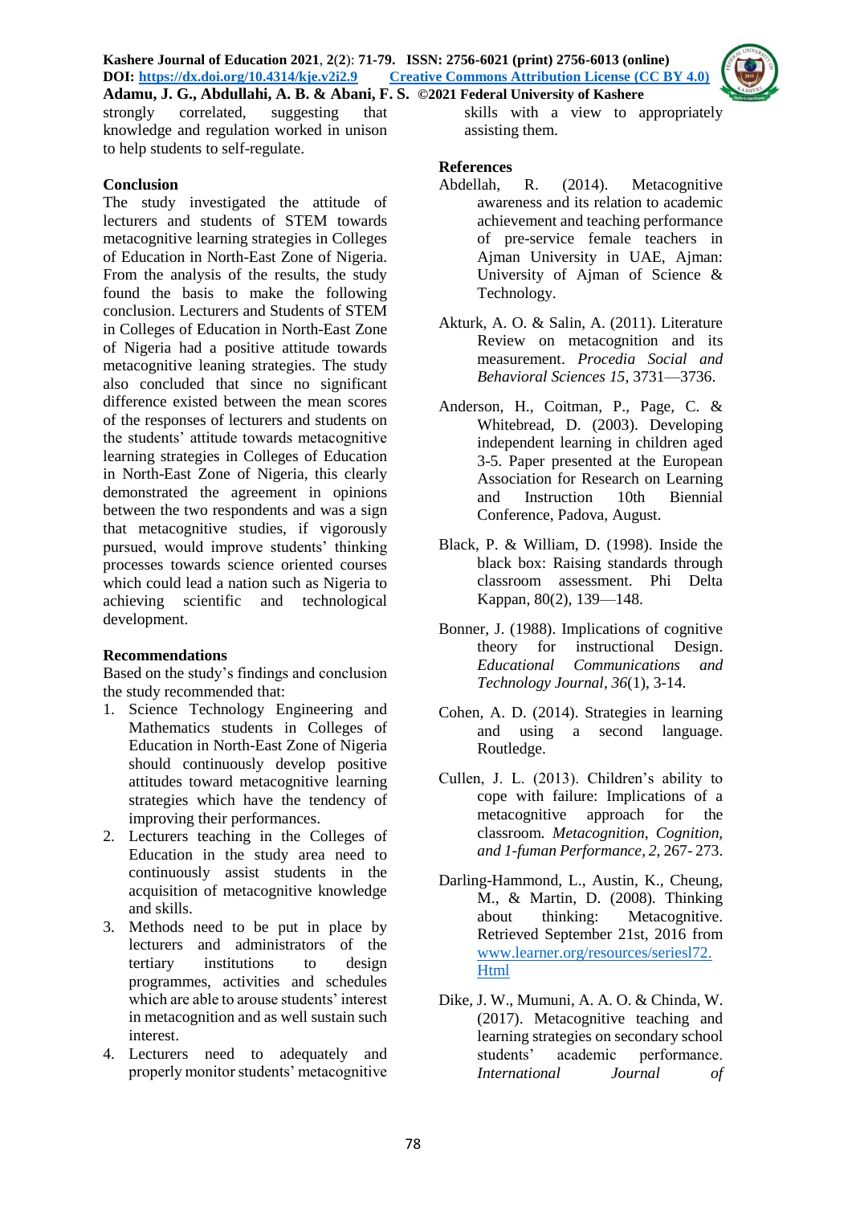strongly correlated, suggesting that knowledge and regulation worked in unison to help students to self-regulate.

## Conclusion

The study investigated the attitude of lecturers and students of STEM towards metacognitive learning strategies in Colleges of Education in North-East Zone of Nigeria. From the analysis of the results, the study found the basis to make the following conclusion. Lecturers and Students of STEM in Colleges of Education in North-East Zone of Nigeria had a positive attitude towards metacognitive leaning strategies. The study also concluded that since no significant difference existed between the mean scores of the responses of lecturers and students on the students' attitude towards metacognitive learning strategies in Colleges of Education in North-East Zone of Nigeria, this clearly demonstrated the agreement in opinions between the two respondents and was a sign that metacognitive studies, if vigorously pursued, would improve students' thinking processes towards science oriented courses which could lead a nation such as Nigeria to achieving scientific and technological development.

## Recommendations

Based on the study's findings and conclusion the study recommended that:

1. Science Technology Engineering and Mathematics students in Colleges of Education in North-East Zone of Nigeria should continuously develop positive attitudes toward metacognitive learning strategies which have the tendency of improving their performances.
2. Lecturers teaching in the Colleges of Education in the study area need to continuously assist students in the acquisition of metacognitive knowledge and skills.
3. Methods need to be put in place by lecturers and administrators of the tertiary institutions to design programmes, activities and schedules which are able to arouse students' interest in metacognition and as well sustain such interest.
4. Lecturers need to adequately and properly monitor students' metacognitive skills with a view to appropriately assisting them.

## References

Abdellah, R. (2014). Metacognitive awareness and its relation to academic achievement and teaching performance of pre-service female teachers in Ajman University in UAE, Ajman: University of Ajman of Science & Technology.

Akturk, A. O. & Salin, A. (2011). Literature Review on metacognition and its measurement. *Procedia Social and Behavioral Sciences 15*, 3731—3736.

Anderson, H., Coitman, P., Page, C. & Whitebread, D. (2003). Developing independent learning in children aged 3-5. Paper presented at the European Association for Research on Learning and Instruction 10th Biennial Conference, Padova, August.

Black, P. & William, D. (1998). Inside the black box: Raising standards through classroom assessment. Phi Delta Kappan, 80(2), 139—148.

Bonner, J. (1988). Implications of cognitive theory for instructional Design. *Educational Communications and Technology Journal*, *36*(1), 3-14.

Cohen, A. D. (2014). Strategies in learning and using a second language. Routledge.

Cullen, J. L. (2013). Children's ability to cope with failure: Implications of a metacognitive approach for the classroom. *Metacognition, Cognition, and 1-fuman Performance*, *2*, 267- 273.

Darling-Hammond, L., Austin, K., Cheung, M., & Martin, D. (2008). Thinking about thinking: Metacognitive. Retrieved September 21st, 2016 from www.learner.org/resources/seriesl72.Html

Dike, J. W., Mumuni, A. A. O. & Chinda, W. (2017). Metacognitive teaching and learning strategies on secondary school students' academic performance. *International Journal of*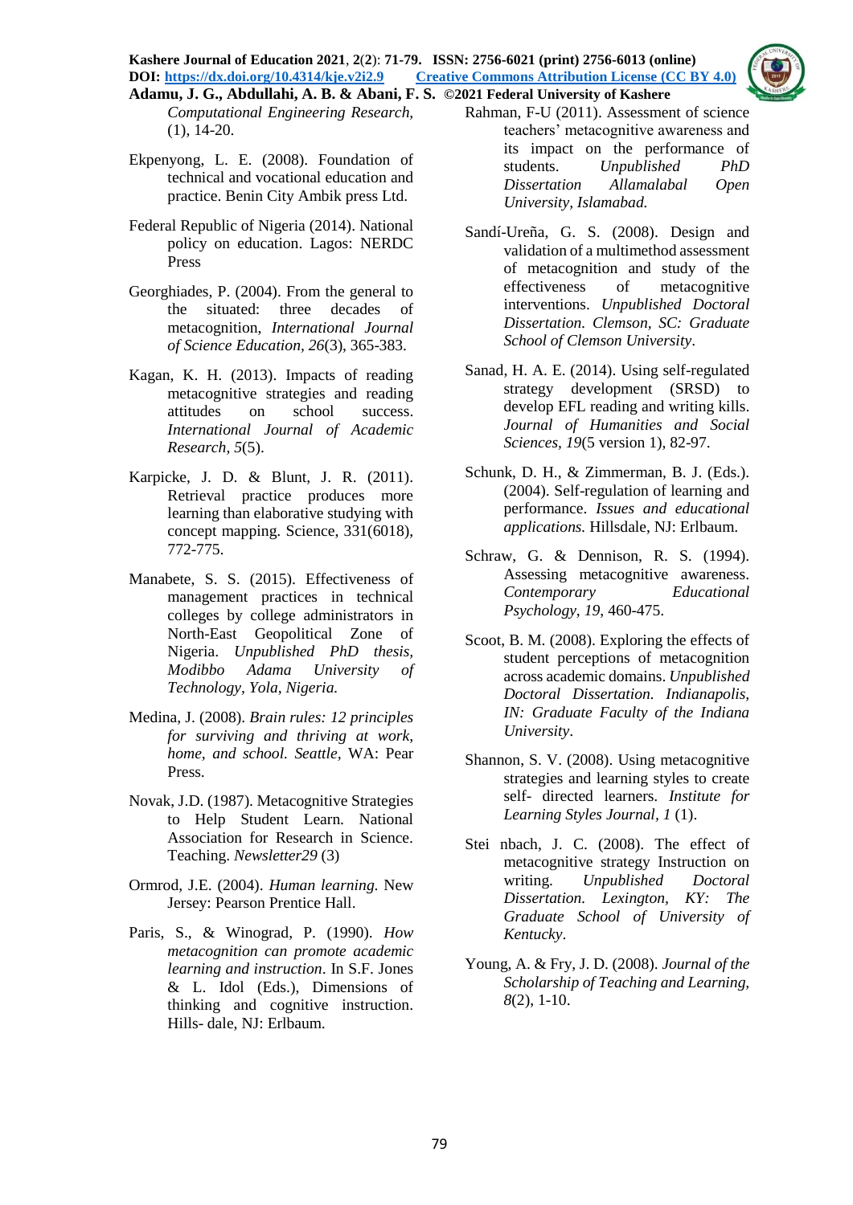*Computational Engineering Research*, (1), 14-20.

Ekpenyong, L. E. (2008). Foundation of technical and vocational education and practice. Benin City Ambik press Ltd.

Federal Republic of Nigeria (2014). National policy on education. Lagos: NERDC Press

Georghiades, P. (2004). From the general to the situated: three decades of metacognition, *International Journal of Science Education*, *26*(3), 365-383.

Kagan, K. H. (2013). Impacts of reading metacognitive strategies and reading attitudes on school success. *International Journal of Academic Research*, *5*(5).

Karpicke, J. D. & Blunt, J. R. (2011). Retrieval practice produces more learning than elaborative studying with concept mapping. Science, 331(6018), 772-775.

Manabete, S. S. (2015). Effectiveness of management practices in technical colleges by college administrators in North-East Geopolitical Zone of Nigeria. *Unpublished PhD thesis, Modibbo Adama University of Technology, Yola, Nigeria.*

Medina, J. (2008). *Brain rules: 12 principles for surviving and thriving at work, home, and school. Seattle*, WA: Pear Press.

Novak, J.D. (1987). Metacognitive Strategies to Help Student Learn. National Association for Research in Science. Teaching. *Newsletter29* (3)

Ormrod, J.E. (2004). *Human learning.* New Jersey: Pearson Prentice Hall.

Paris, S., & Winograd, P. (1990). *How metacognition can promote academic learning and instruction*. In S.F. Jones & L. Idol (Eds.), Dimensions of thinking and cognitive instruction. Hills- dale, NJ: Erlbaum.

Rahman, F-U (2011). Assessment of science teachers' metacognitive awareness and its impact on the performance of students. *Unpublished PhD Dissertation Allamalabal Open University, Islamabad.*

Sandí-Ureña, G. S. (2008). Design and validation of a multimethod assessment of metacognition and study of the effectiveness of metacognitive interventions. *Unpublished Doctoral Dissertation. Clemson, SC: Graduate School of Clemson University*.

Sanad, H. A. E. (2014). Using self-regulated strategy development (SRSD) to develop EFL reading and writing kills. *Journal of Humanities and Social Sciences*, *19*(5 version 1), 82-97.

Schunk, D. H., & Zimmerman, B. J. (Eds.). (2004). Self-regulation of learning and performance. *Issues and educational applications.* Hillsdale, NJ: Erlbaum.

Schraw, G. & Dennison, R. S. (1994). Assessing metacognitive awareness. *Contemporary Educational Psychology*, *19*, 460-475.

Scoot, B. M. (2008). Exploring the effects of student perceptions of metacognition across academic domains. *Unpublished Doctoral Dissertation. Indianapolis, IN: Graduate Faculty of the Indiana University*.

Shannon, S. V. (2008). Using metacognitive strategies and learning styles to create self- directed learners. *Institute for Learning Styles Journal*, *1* (1).

Stei nbach, J. C. (2008). The effect of metacognitive strategy Instruction on writing. *Unpublished Doctoral Dissertation. Lexington, KY: The Graduate School of University of Kentucky*.

Young, A. & Fry, J. D. (2008). *Journal of the Scholarship of Teaching and Learning*, *8*(2), 1-10.